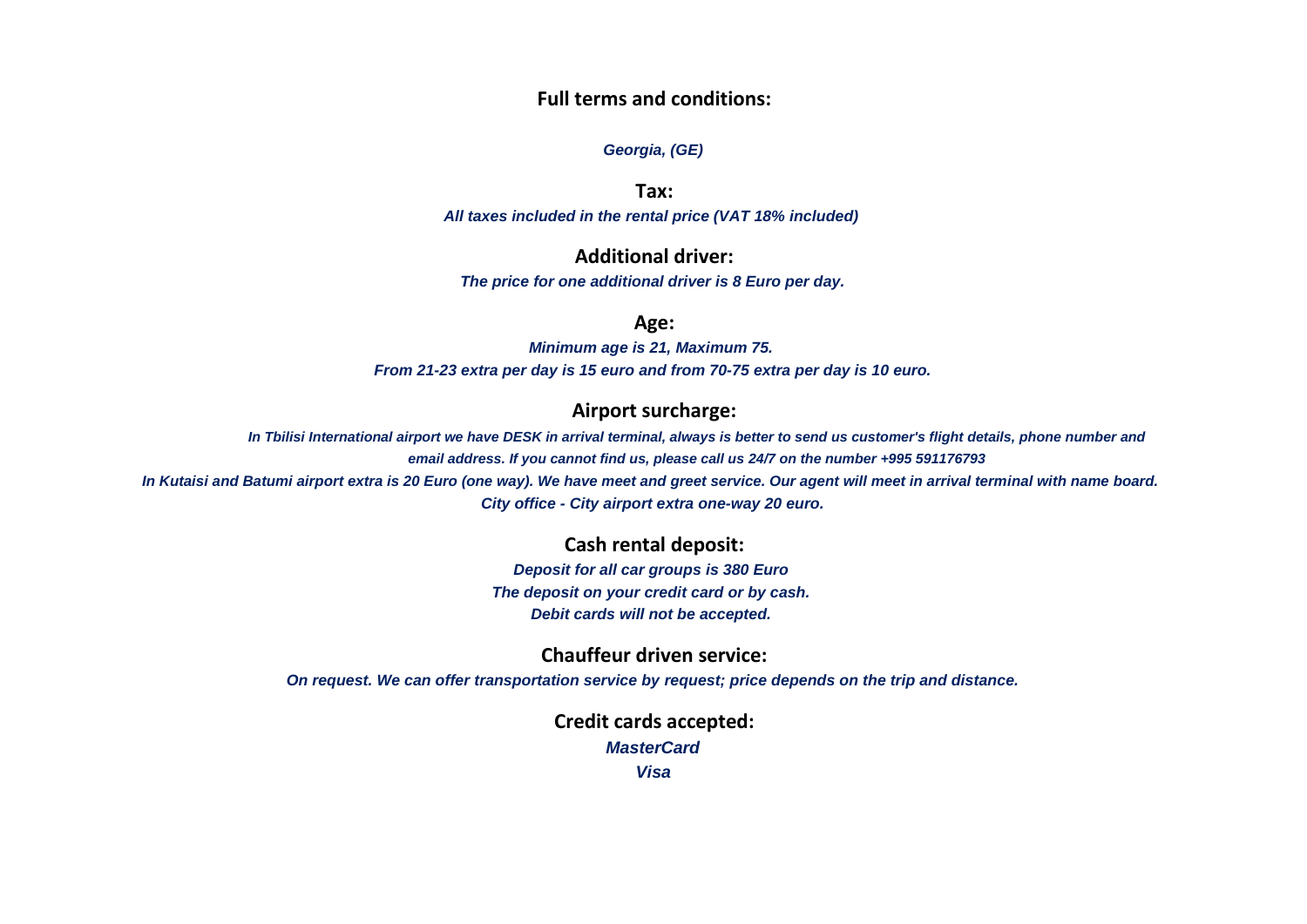# Full terms and conditions:

***Georgia, (GE)***

## Tax:

***All taxes included in the rental price (VAT 18% included)***

## Additional driver:

***The price for one additional driver is 8 Euro per day.***

## Age:

***Minimum age is 21, Maximum 75.***

***From 21-23 extra per day is 15 euro and from 70-75 extra per day is 10 euro.***

## Airport surcharge:

***In Tbilisi International airport we have DESK in arrival terminal, always is better to send us customer's flight details, phone number and email address. If you cannot find us, please call us 24/7 on the number +995 591176793***

***In Kutaisi and Batumi airport extra is 20 Euro (one way). We have meet and greet service. Our agent will meet in arrival terminal with name board.***

***City office - City airport extra one-way 20 euro.***

## Cash rental deposit:

***Deposit for all car groups is 380 Euro***

***The deposit on your credit card or by cash.***

***Debit cards will not be accepted.***

## Chauffeur driven service:

***On request. We can offer transportation service by request; price depends on the trip and distance.***

## Credit cards accepted:

***MasterCard***

***Visa***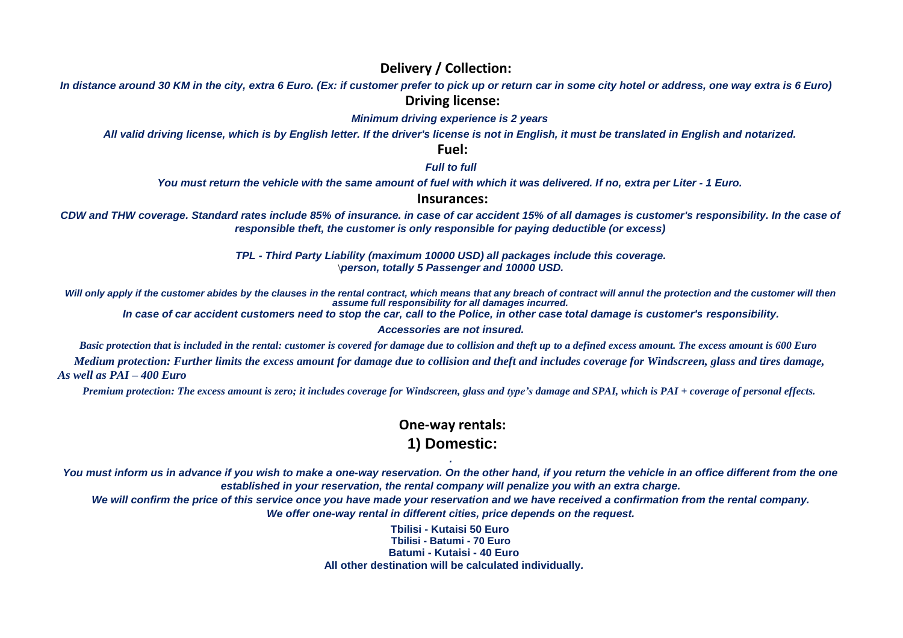## Delivery / Collection:

*In distance around 30 KM in the city, extra 6 Euro. (Ex: if customer prefer to pick up or return car in some city hotel or address, one way extra is 6 Euro)*

## Driving license:

*Minimum driving experience is 2 years*

*All valid driving license, which is by English letter. If the driver's license is not in English, it must be translated in English and notarized.*

## Fuel:

*Full to full*

*You must return the vehicle with the same amount of fuel with which it was delivered. If no, extra per Liter - 1 Euro.*

## Insurances:

*CDW and THW coverage. Standard rates include 85% of insurance. in case of car accident 15% of all damages is customer's responsibility. In the case of responsible theft, the customer is only responsible for paying deductible (or excess)*

*TPL - Third Party Liability (maximum 10000 USD) all packages include this coverage.*
*\person, totally 5 Passenger and 10000 USD.*

*Will only apply if the customer abides by the clauses in the rental contract, which means that any breach of contract will annul the protection and the customer will then assume full responsibility for all damages incurred.*

*In case of car accident customers need to stop the car, call to the Police, in other case total damage is customer's responsibility.*

*Accessories are not insured.*

*Basic protection that is included in the rental: customer is covered for damage due to collision and theft up to a defined excess amount. The excess amount is 600 Euro*

*Medium protection: Further limits the excess amount for damage due to collision and theft and includes coverage for Windscreen, glass and tires damage, As well as PAI – 400 Euro*

*Premium protection: The excess amount is zero; it includes coverage for Windscreen, glass and type's damage and SPAI, which is PAI + coverage of personal effects.*

## One-way rentals:

### 1) Domestic:

*You must inform us in advance if you wish to make a one-way reservation. On the other hand, if you return the vehicle in an office different from the one established in your reservation, the rental company will penalize you with an extra charge.*

*We will confirm the price of this service once you have made your reservation and we have received a confirmation from the rental company.*

*We offer one-way rental in different cities, price depends on the request.*

**Tbilisi - Kutaisi 50 Euro**
**Tbilisi - Batumi - 70 Euro**
**Batumi - Kutaisi - 40 Euro**
**All other destination will be calculated individually.**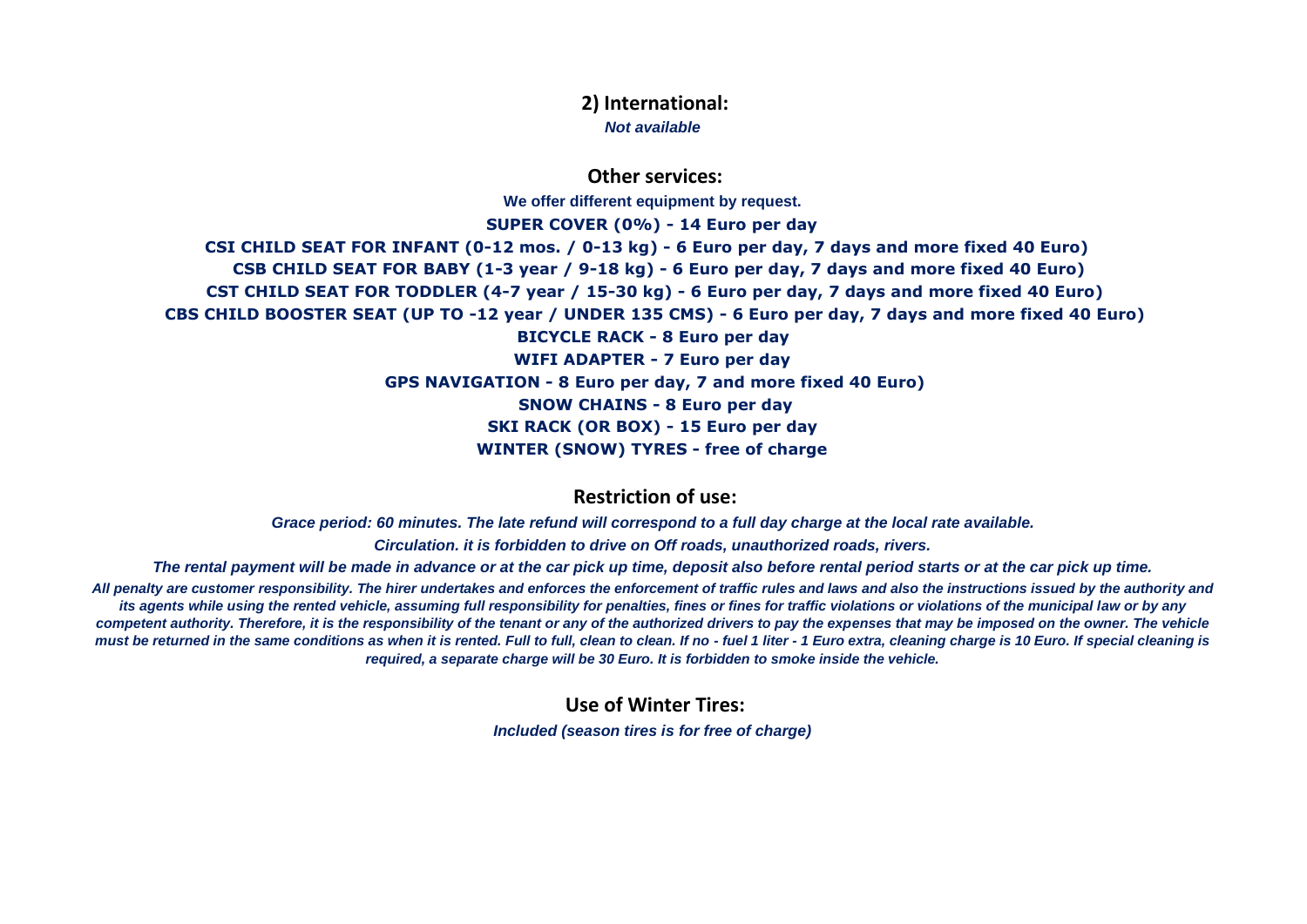## 2) International:

***Not available***

## Other services:

**We offer different equipment by request.**

**SUPER COVER (0%) - 14 Euro per day**

**CSI CHILD SEAT FOR INFANT (0-12 mos. / 0-13 kg) - 6 Euro per day, 7 days and more fixed 40 Euro)**

**CSB CHILD SEAT FOR BABY (1-3 year / 9-18 kg) - 6 Euro per day, 7 days and more fixed 40 Euro)**

**CST CHILD SEAT FOR TODDLER (4-7 year / 15-30 kg) - 6 Euro per day, 7 days and more fixed 40 Euro)**

**CBS CHILD BOOSTER SEAT (UP TO -12 year / UNDER 135 CMS) - 6 Euro per day, 7 days and more fixed 40 Euro)**

**BICYCLE RACK - 8 Euro per day**

**WIFI ADAPTER - 7 Euro per day**

**GPS NAVIGATION - 8 Euro per day, 7 and more fixed 40 Euro)**

**SNOW CHAINS - 8 Euro per day**

**SKI RACK (OR BOX) - 15 Euro per day**

**WINTER (SNOW) TYRES - free of charge**

## Restriction of use:

***Grace period: 60 minutes. The late refund will correspond to a full day charge at the local rate available.***

***Circulation. it is forbidden to drive on Off roads, unauthorized roads, rivers.***

***The rental payment will be made in advance or at the car pick up time, deposit also before rental period starts or at the car pick up time.***

***All penalty are customer responsibility. The hirer undertakes and enforces the enforcement of traffic rules and laws and also the instructions issued by the authority and its agents while using the rented vehicle, assuming full responsibility for penalties, fines or fines for traffic violations or violations of the municipal law or by any competent authority. Therefore, it is the responsibility of the tenant or any of the authorized drivers to pay the expenses that may be imposed on the owner. The vehicle must be returned in the same conditions as when it is rented. Full to full, clean to clean. If no - fuel 1 liter - 1 Euro extra, cleaning charge is 10 Euro. If special cleaning is required, a separate charge will be 30 Euro. It is forbidden to smoke inside the vehicle.***

## Use of Winter Tires:

***Included (season tires is for free of charge)***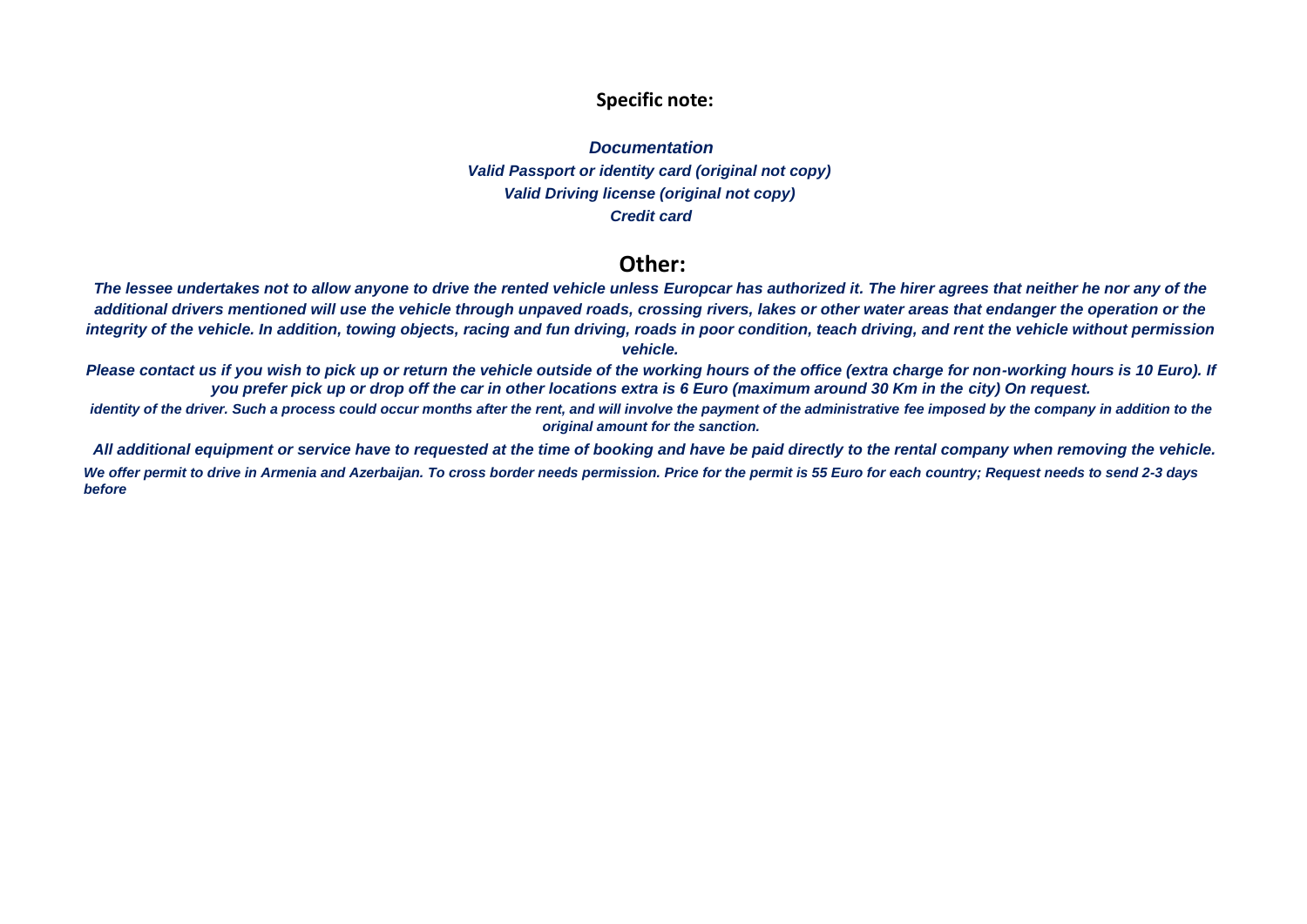## Specific note:

***Documentation***

***Valid Passport or identity card (original not copy)***

***Valid Driving license (original not copy)***

***Credit card***

## Other:

***The lessee undertakes not to allow anyone to drive the rented vehicle unless Europcar has authorized it. The hirer agrees that neither he nor any of the additional drivers mentioned will use the vehicle through unpaved roads, crossing rivers, lakes or other water areas that endanger the operation or the integrity of the vehicle. In addition, towing objects, racing and fun driving, roads in poor condition, teach driving, and rent the vehicle without permission vehicle.***

***Please contact us if you wish to pick up or return the vehicle outside of the working hours of the office (extra charge for non-working hours is 10 Euro). If you prefer pick up or drop off the car in other locations extra is 6 Euro (maximum around 30 Km in the city) On request.***

***identity of the driver. Such a process could occur months after the rent, and will involve the payment of the administrative fee imposed by the company in addition to the original amount for the sanction.***

***All additional equipment or service have to requested at the time of booking and have be paid directly to the rental company when removing the vehicle.***

***We offer permit to drive in Armenia and Azerbaijan. To cross border needs permission. Price for the permit is 55 Euro for each country; Request needs to send 2-3 days before***